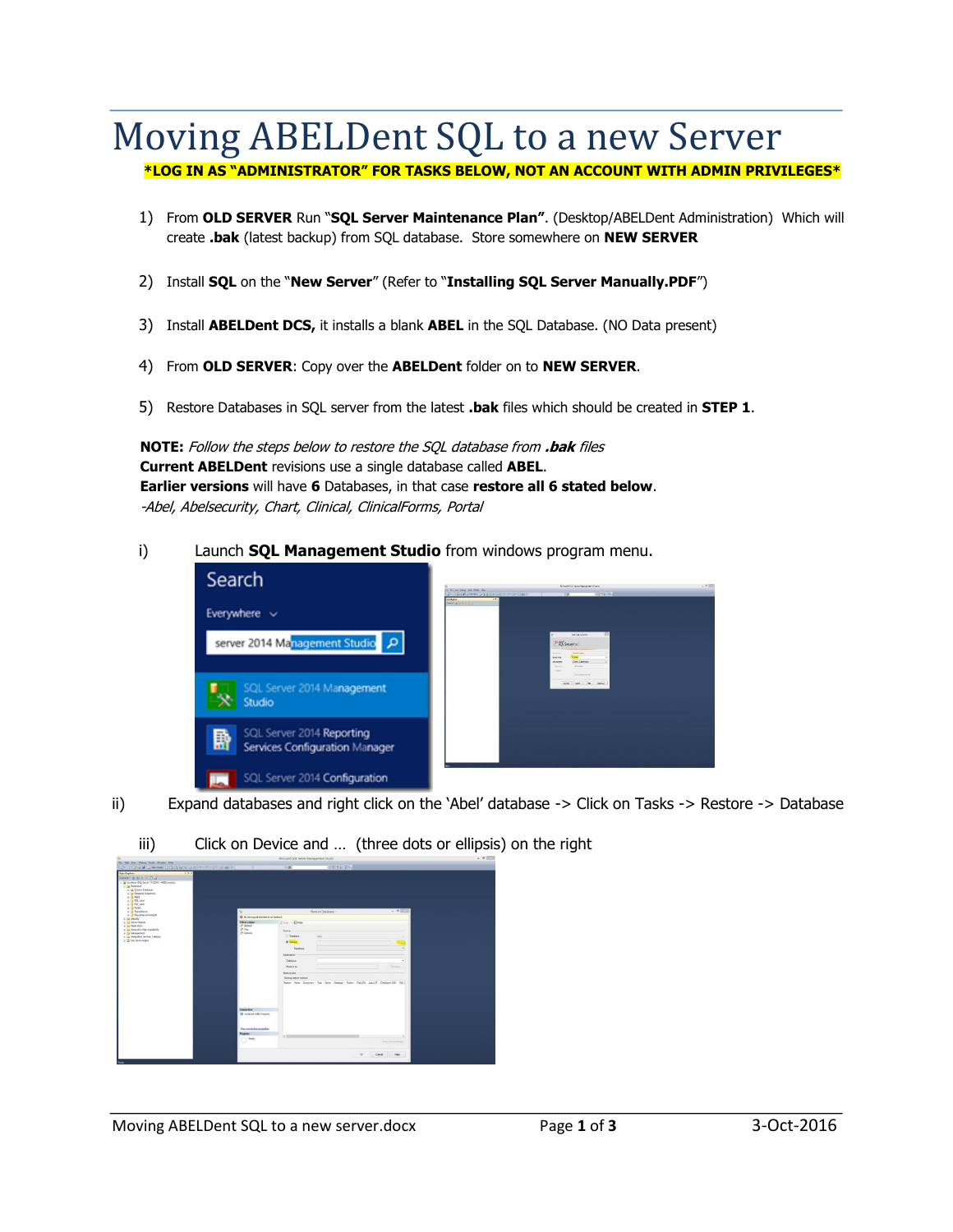# Moving ABELDent SQL to a new Server

**\*LOG IN AS "ADMINISTRATOR" FOR TASKS BELOW, NOT AN ACCOUNT WITH ADMIN PRIVILEGES\***

1) From **OLD SERVER** Run "**SQL Server Maintenance Plan"**. (Desktop/ABELDent Administration) Which will create **.bak** (latest backup) from SQL database. Store somewhere on **NEW SERVER**

2) Install **SQL** on the "**New Server**" (Refer to "**Installing SQL Server Manually.PDF**")

3) Install **ABELDent DCS,** it installs a blank **ABEL** in the SQL Database. (NO Data present)

4) From **OLD SERVER**: Copy over the **ABELDent** folder on to **NEW SERVER**.

5) Restore Databases in SQL server from the latest **.bak** files which should be created in **STEP 1**.

**NOTE:** *Follow the steps below to restore the SQL database from **.bak** files*
**Current ABELDent** revisions use a single database called **ABEL**.
**Earlier versions** will have **6** Databases, in that case **restore all 6 stated below**.
*-Abel, Abelsecurity, Chart, Clinical, ClinicalForms, Portal*

i) Launch **SQL Management Studio** from windows program menu.

ii) Expand databases and right click on the 'Abel' database -> Click on Tasks -> Restore -> Database

iii) Click on Device and … (three dots or ellipsis) on the right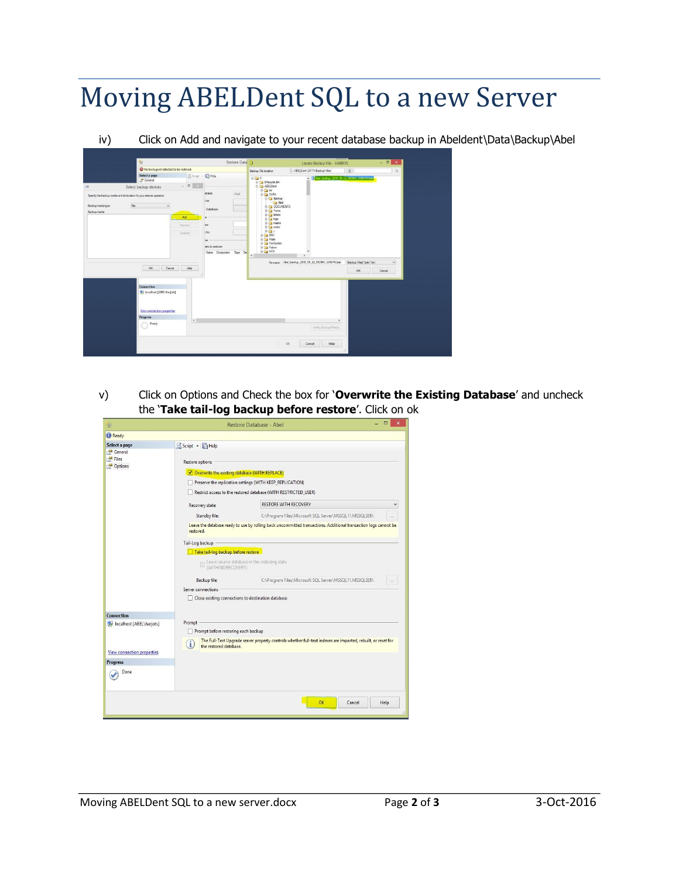# Moving ABELDent SQL to a new Server

iv) Click on Add and navigate to your recent database backup in Abeldent\Data\Backup\Abel

v) Click on Options and Check the box for '**Overwrite the Existing Database**' and uncheck the '**Take tail-log backup before restore**'. Click on ok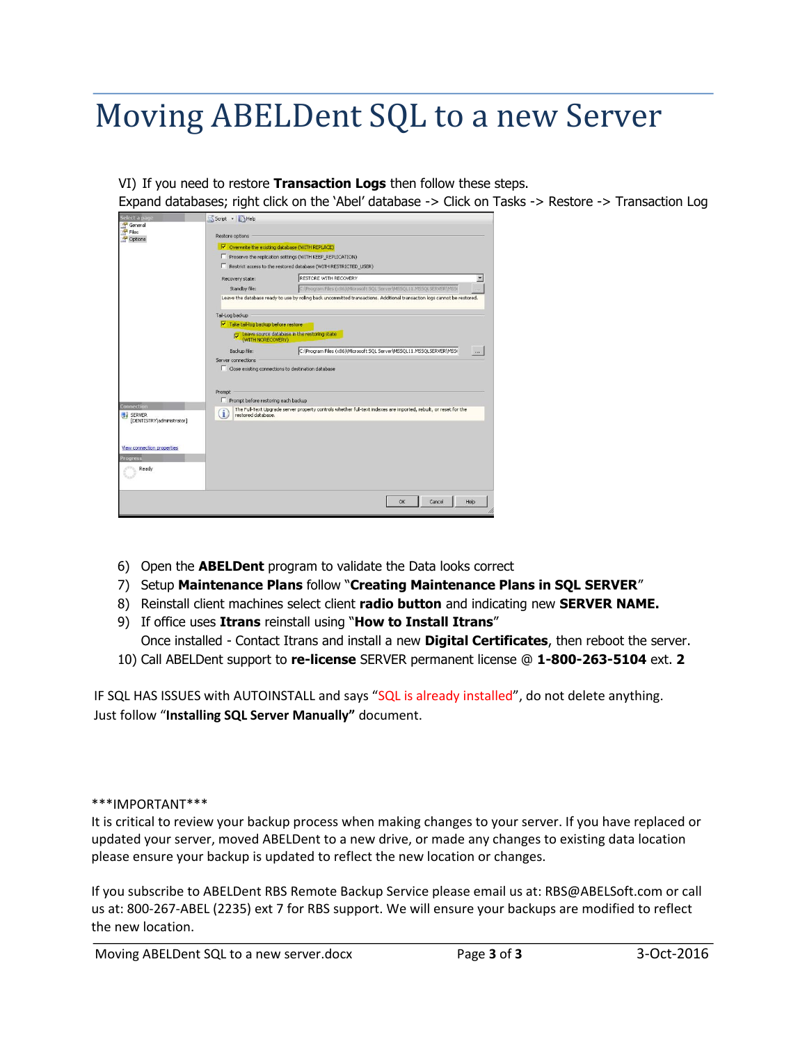# Moving ABELDent SQL to a new Server

VI) If you need to restore **Transaction Logs** then follow these steps.
Expand databases; right click on the 'Abel' database -> Click on Tasks -> Restore -> Transaction Log

6) Open the **ABELDent** program to validate the Data looks correct
7) Setup **Maintenance Plans** follow "**Creating Maintenance Plans in SQL SERVER**"
8) Reinstall client machines select client **radio button** and indicating new **SERVER NAME.**
9) If office uses **Itrans** reinstall using "**How to Install Itrans**"
   Once installed - Contact Itrans and install a new **Digital Certificates**, then reboot the server.
10) Call ABELDent support to **re-license** SERVER permanent license @ **1-800-263-5104** ext. **2**

IF SQL HAS ISSUES with AUTOINSTALL and says "SQL is already installed", do not delete anything.
Just follow "**Installing SQL Server Manually"** document.

***IMPORTANT***
It is critical to review your backup process when making changes to your server. If you have replaced or updated your server, moved ABELDent to a new drive, or made any changes to existing data location please ensure your backup is updated to reflect the new location or changes.

If you subscribe to ABELDent RBS Remote Backup Service please email us at: RBS@ABELSoft.com or call us at: 800-267-ABEL (2235) ext 7 for RBS support. We will ensure your backups are modified to reflect the new location.